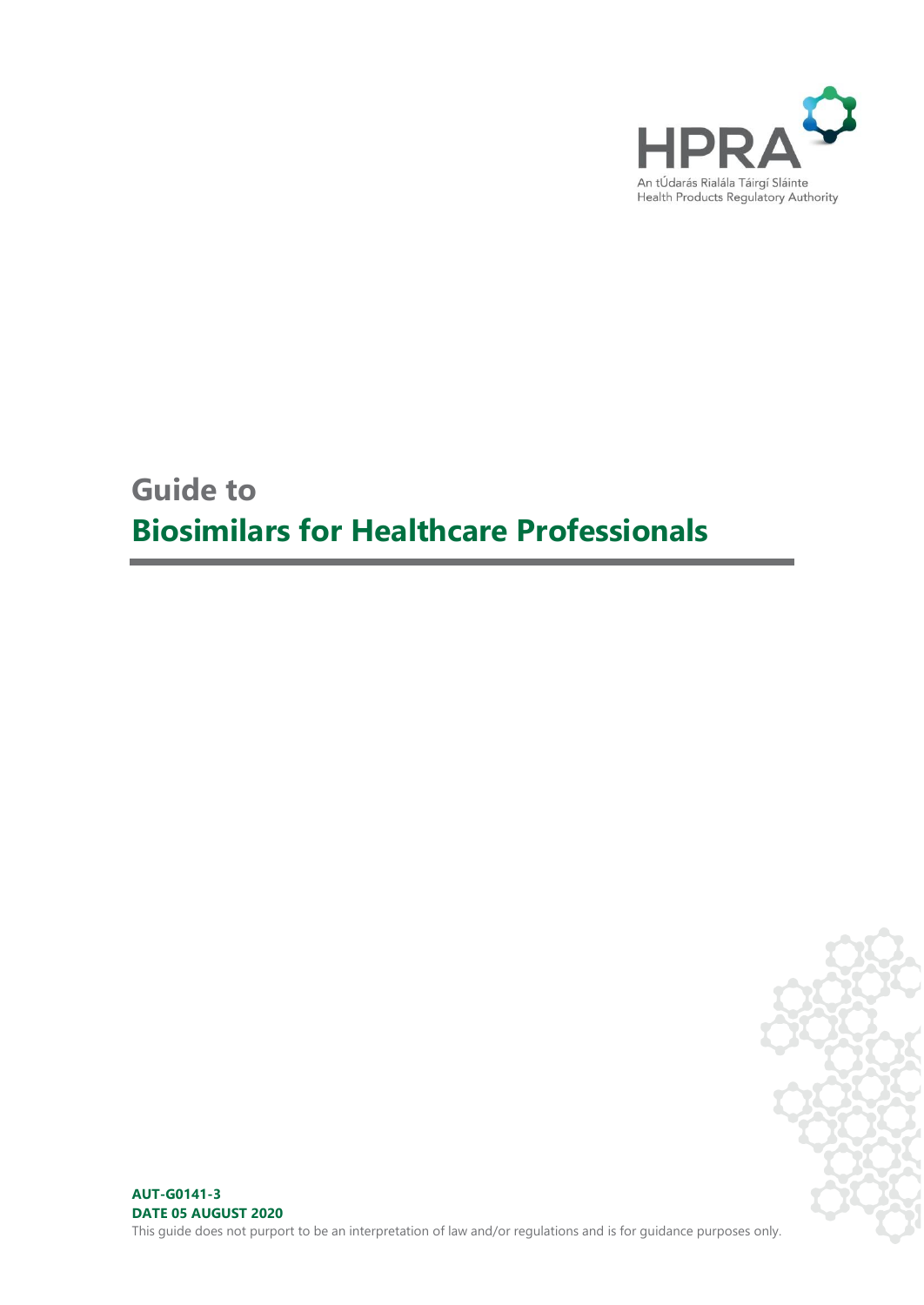HPRA

An tÚdarás Rialála Táirgí Sláinte
Health Products Regulatory Authority

# Guide to
# Biosimilars for Healthcare Professionals

**AUT-G0141-3**
**DATE 05 AUGUST 2020**

This guide does not purport to be an interpretation of law and/or regulations and is for guidance purposes only.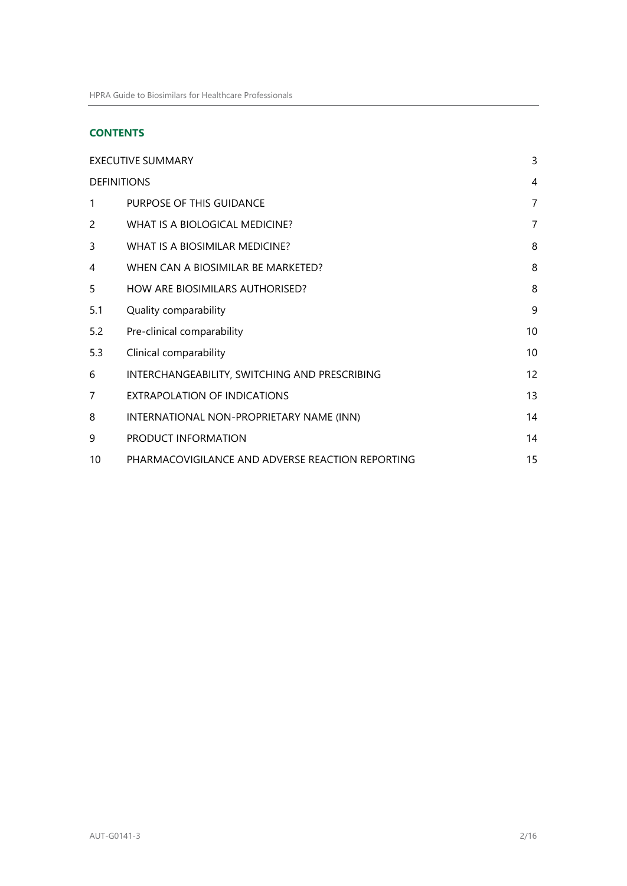## CONTENTS

| | | |
|---|---|---|
| EXECUTIVE SUMMARY | | 3 |
| DEFINITIONS | | 4 |
| 1 | PURPOSE OF THIS GUIDANCE | 7 |
| 2 | WHAT IS A BIOLOGICAL MEDICINE? | 7 |
| 3 | WHAT IS A BIOSIMILAR MEDICINE? | 8 |
| 4 | WHEN CAN A BIOSIMILAR BE MARKETED? | 8 |
| 5 | HOW ARE BIOSIMILARS AUTHORISED? | 8 |
| 5.1 | Quality comparability | 9 |
| 5.2 | Pre-clinical comparability | 10 |
| 5.3 | Clinical comparability | 10 |
| 6 | INTERCHANGEABILITY, SWITCHING AND PRESCRIBING | 12 |
| 7 | EXTRAPOLATION OF INDICATIONS | 13 |
| 8 | INTERNATIONAL NON-PROPRIETARY NAME (INN) | 14 |
| 9 | PRODUCT INFORMATION | 14 |
| 10 | PHARMACOVIGILANCE AND ADVERSE REACTION REPORTING | 15 |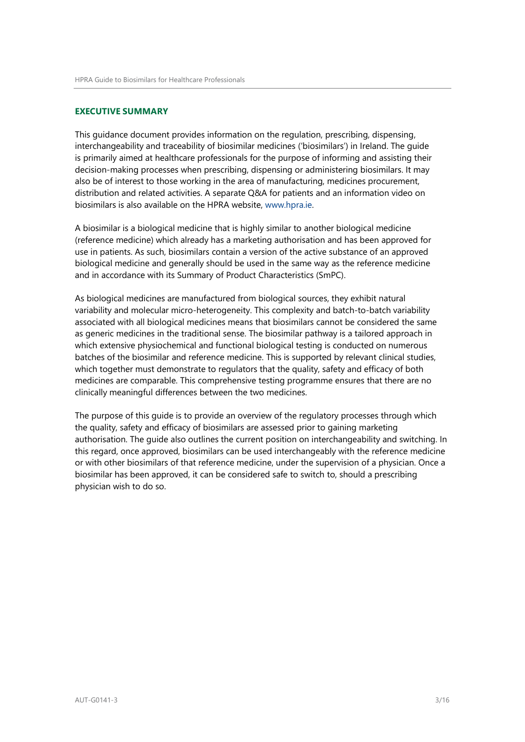## EXECUTIVE SUMMARY

This guidance document provides information on the regulation, prescribing, dispensing, interchangeability and traceability of biosimilar medicines ('biosimilars') in Ireland. The guide is primarily aimed at healthcare professionals for the purpose of informing and assisting their decision-making processes when prescribing, dispensing or administering biosimilars. It may also be of interest to those working in the area of manufacturing, medicines procurement, distribution and related activities. A separate Q&A for patients and an information video on biosimilars is also available on the HPRA website, www.hpra.ie.

A biosimilar is a biological medicine that is highly similar to another biological medicine (reference medicine) which already has a marketing authorisation and has been approved for use in patients. As such, biosimilars contain a version of the active substance of an approved biological medicine and generally should be used in the same way as the reference medicine and in accordance with its Summary of Product Characteristics (SmPC).

As biological medicines are manufactured from biological sources, they exhibit natural variability and molecular micro-heterogeneity. This complexity and batch-to-batch variability associated with all biological medicines means that biosimilars cannot be considered the same as generic medicines in the traditional sense. The biosimilar pathway is a tailored approach in which extensive physiochemical and functional biological testing is conducted on numerous batches of the biosimilar and reference medicine. This is supported by relevant clinical studies, which together must demonstrate to regulators that the quality, safety and efficacy of both medicines are comparable. This comprehensive testing programme ensures that there are no clinically meaningful differences between the two medicines.

The purpose of this guide is to provide an overview of the regulatory processes through which the quality, safety and efficacy of biosimilars are assessed prior to gaining marketing authorisation. The guide also outlines the current position on interchangeability and switching. In this regard, once approved, biosimilars can be used interchangeably with the reference medicine or with other biosimilars of that reference medicine, under the supervision of a physician. Once a biosimilar has been approved, it can be considered safe to switch to, should a prescribing physician wish to do so.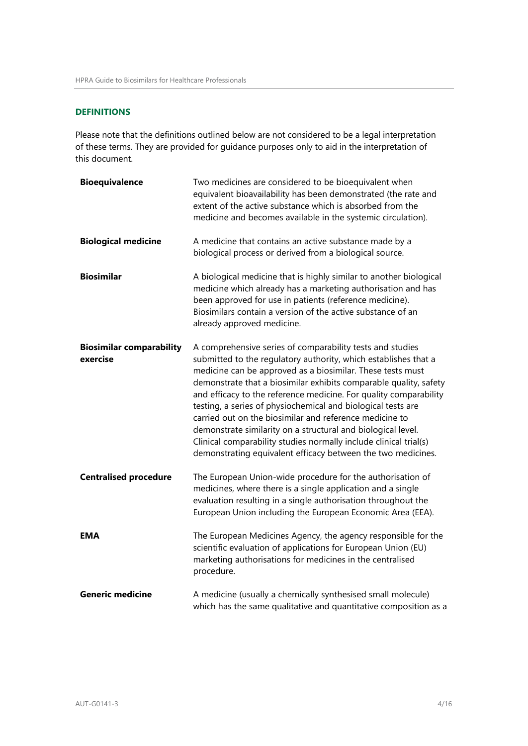## DEFINITIONS

Please note that the definitions outlined below are not considered to be a legal interpretation of these terms. They are provided for guidance purposes only to aid in the interpretation of this document.

| | |
|---|---|
| **Bioequivalence** | Two medicines are considered to be bioequivalent when equivalent bioavailability has been demonstrated (the rate and extent of the active substance which is absorbed from the medicine and becomes available in the systemic circulation). |
| **Biological medicine** | A medicine that contains an active substance made by a biological process or derived from a biological source. |
| **Biosimilar** | A biological medicine that is highly similar to another biological medicine which already has a marketing authorisation and has been approved for use in patients (reference medicine). Biosimilars contain a version of the active substance of an already approved medicine. |
| **Biosimilar comparability exercise** | A comprehensive series of comparability tests and studies submitted to the regulatory authority, which establishes that a medicine can be approved as a biosimilar. These tests must demonstrate that a biosimilar exhibits comparable quality, safety and efficacy to the reference medicine. For quality comparability testing, a series of physiochemical and biological tests are carried out on the biosimilar and reference medicine to demonstrate similarity on a structural and biological level. Clinical comparability studies normally include clinical trial(s) demonstrating equivalent efficacy between the two medicines. |
| **Centralised procedure** | The European Union-wide procedure for the authorisation of medicines, where there is a single application and a single evaluation resulting in a single authorisation throughout the European Union including the European Economic Area (EEA). |
| **EMA** | The European Medicines Agency, the agency responsible for the scientific evaluation of applications for European Union (EU) marketing authorisations for medicines in the centralised procedure. |
| **Generic medicine** | A medicine (usually a chemically synthesised small molecule) which has the same qualitative and quantitative composition as a |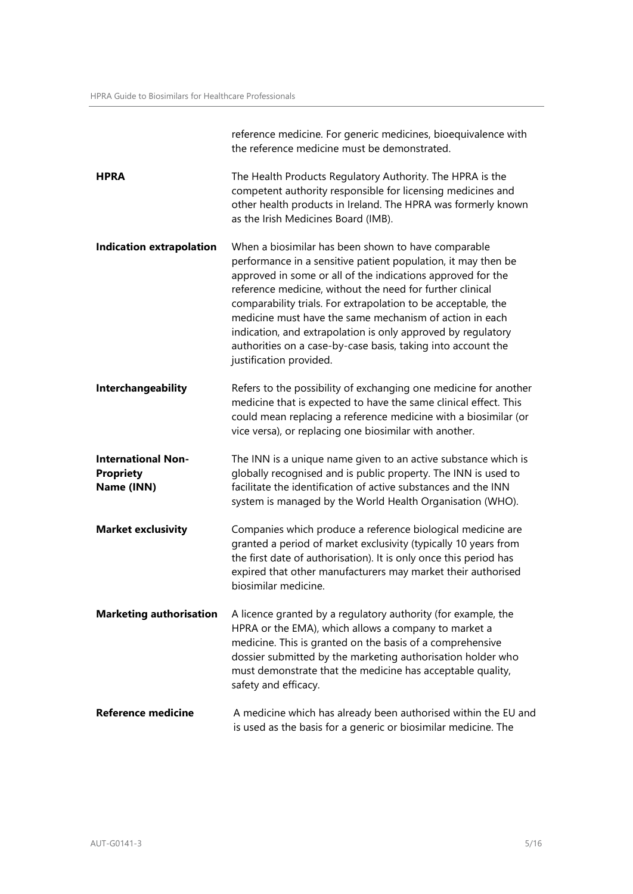| | |
|---|---|
| | reference medicine. For generic medicines, bioequivalence with the reference medicine must be demonstrated. |
| **HPRA** | The Health Products Regulatory Authority. The HPRA is the competent authority responsible for licensing medicines and other health products in Ireland. The HPRA was formerly known as the Irish Medicines Board (IMB). |
| **Indication extrapolation** | When a biosimilar has been shown to have comparable performance in a sensitive patient population, it may then be approved in some or all of the indications approved for the reference medicine, without the need for further clinical comparability trials. For extrapolation to be acceptable, the medicine must have the same mechanism of action in each indication, and extrapolation is only approved by regulatory authorities on a case-by-case basis, taking into account the justification provided. |
| **Interchangeability** | Refers to the possibility of exchanging one medicine for another medicine that is expected to have the same clinical effect. This could mean replacing a reference medicine with a biosimilar (or vice versa), or replacing one biosimilar with another. |
| **International Non-Propriety Name (INN)** | The INN is a unique name given to an active substance which is globally recognised and is public property. The INN is used to facilitate the identification of active substances and the INN system is managed by the World Health Organisation (WHO). |
| **Market exclusivity** | Companies which produce a reference biological medicine are granted a period of market exclusivity (typically 10 years from the first date of authorisation). It is only once this period has expired that other manufacturers may market their authorised biosimilar medicine. |
| **Marketing authorisation** | A licence granted by a regulatory authority (for example, the HPRA or the EMA), which allows a company to market a medicine. This is granted on the basis of a comprehensive dossier submitted by the marketing authorisation holder who must demonstrate that the medicine has acceptable quality, safety and efficacy. |
| **Reference medicine** | A medicine which has already been authorised within the EU and is used as the basis for a generic or biosimilar medicine. The |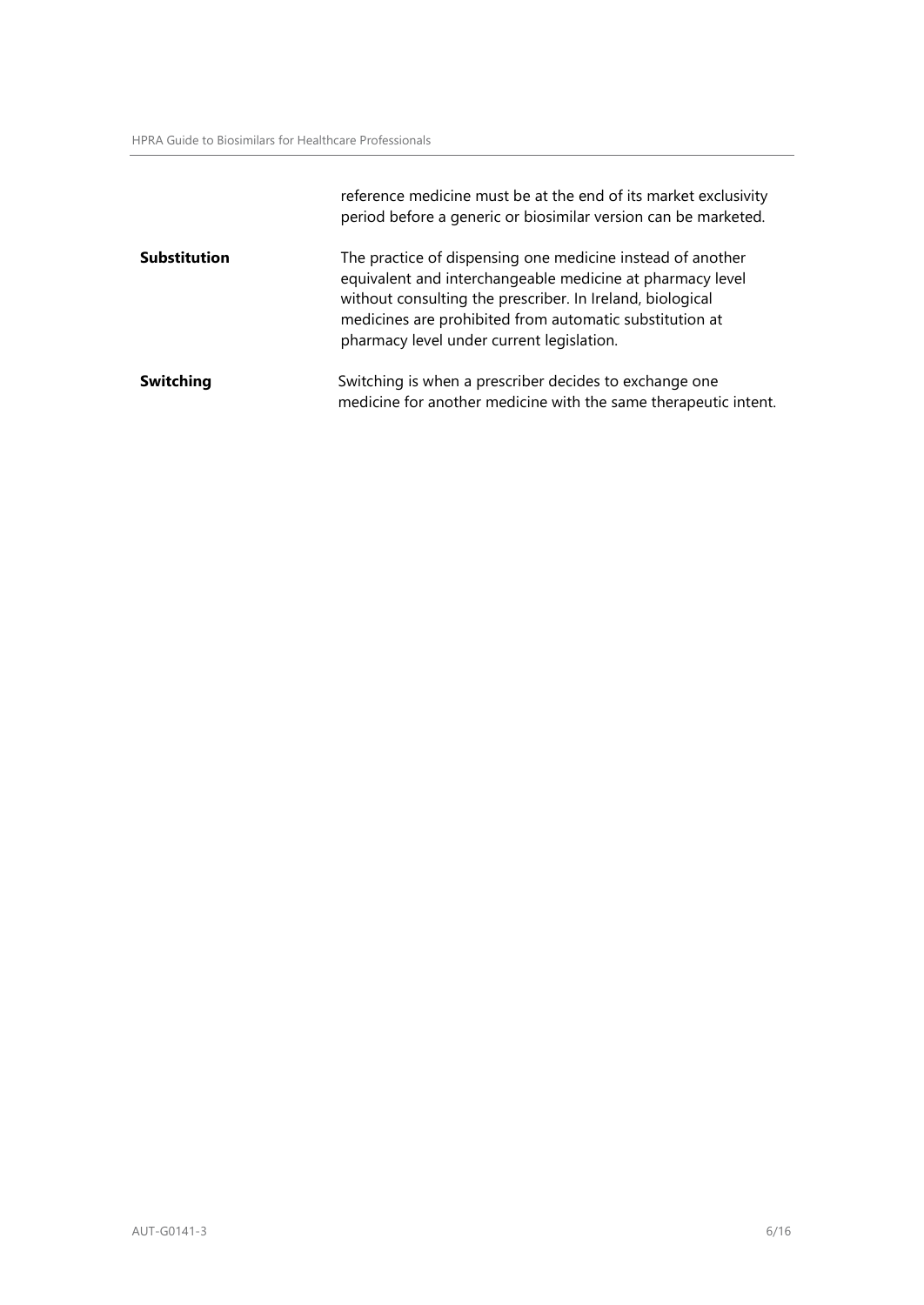| | |
|---|---|
| | reference medicine must be at the end of its market exclusivity period before a generic or biosimilar version can be marketed. |
| **Substitution** | The practice of dispensing one medicine instead of another equivalent and interchangeable medicine at pharmacy level without consulting the prescriber. In Ireland, biological medicines are prohibited from automatic substitution at pharmacy level under current legislation. |
| **Switching** | Switching is when a prescriber decides to exchange one medicine for another medicine with the same therapeutic intent. |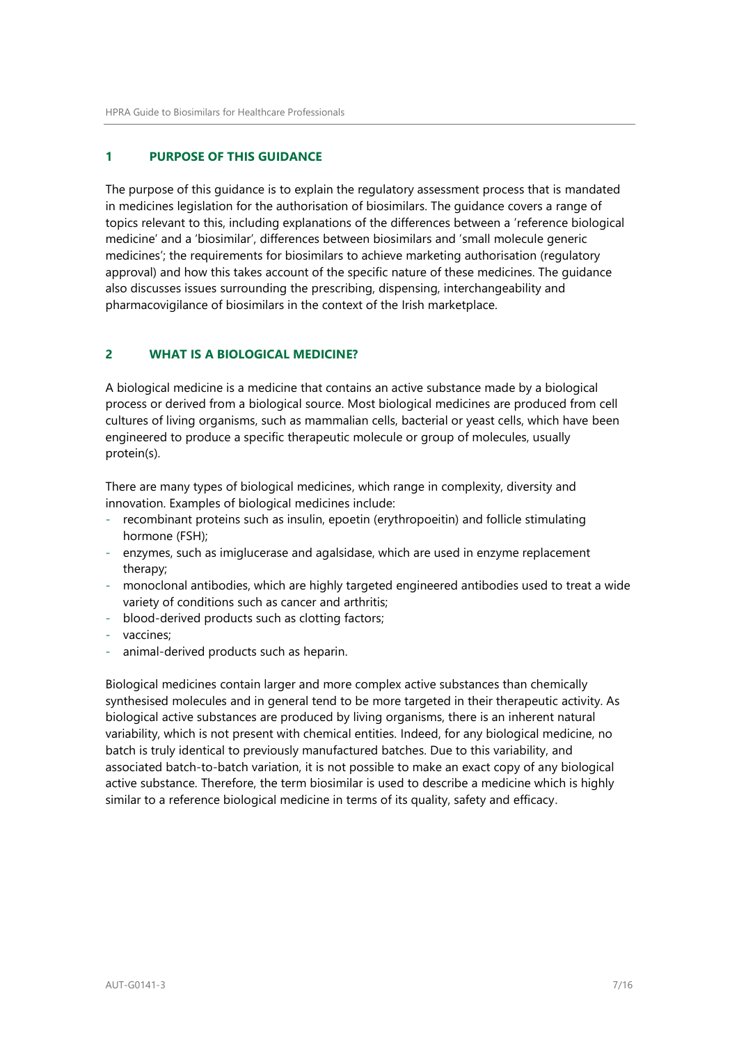## 1 PURPOSE OF THIS GUIDANCE

The purpose of this guidance is to explain the regulatory assessment process that is mandated in medicines legislation for the authorisation of biosimilars. The guidance covers a range of topics relevant to this, including explanations of the differences between a 'reference biological medicine' and a 'biosimilar', differences between biosimilars and 'small molecule generic medicines'; the requirements for biosimilars to achieve marketing authorisation (regulatory approval) and how this takes account of the specific nature of these medicines. The guidance also discusses issues surrounding the prescribing, dispensing, interchangeability and pharmacovigilance of biosimilars in the context of the Irish marketplace.

## 2 WHAT IS A BIOLOGICAL MEDICINE?

A biological medicine is a medicine that contains an active substance made by a biological process or derived from a biological source. Most biological medicines are produced from cell cultures of living organisms, such as mammalian cells, bacterial or yeast cells, which have been engineered to produce a specific therapeutic molecule or group of molecules, usually protein(s).

There are many types of biological medicines, which range in complexity, diversity and innovation. Examples of biological medicines include:

- recombinant proteins such as insulin, epoetin (erythropoeitin) and follicle stimulating hormone (FSH);
- enzymes, such as imiglucerase and agalsidase, which are used in enzyme replacement therapy;
- monoclonal antibodies, which are highly targeted engineered antibodies used to treat a wide variety of conditions such as cancer and arthritis;
- blood-derived products such as clotting factors;
- vaccines;
- animal-derived products such as heparin.

Biological medicines contain larger and more complex active substances than chemically synthesised molecules and in general tend to be more targeted in their therapeutic activity. As biological active substances are produced by living organisms, there is an inherent natural variability, which is not present with chemical entities. Indeed, for any biological medicine, no batch is truly identical to previously manufactured batches. Due to this variability, and associated batch-to-batch variation, it is not possible to make an exact copy of any biological active substance. Therefore, the term biosimilar is used to describe a medicine which is highly similar to a reference biological medicine in terms of its quality, safety and efficacy.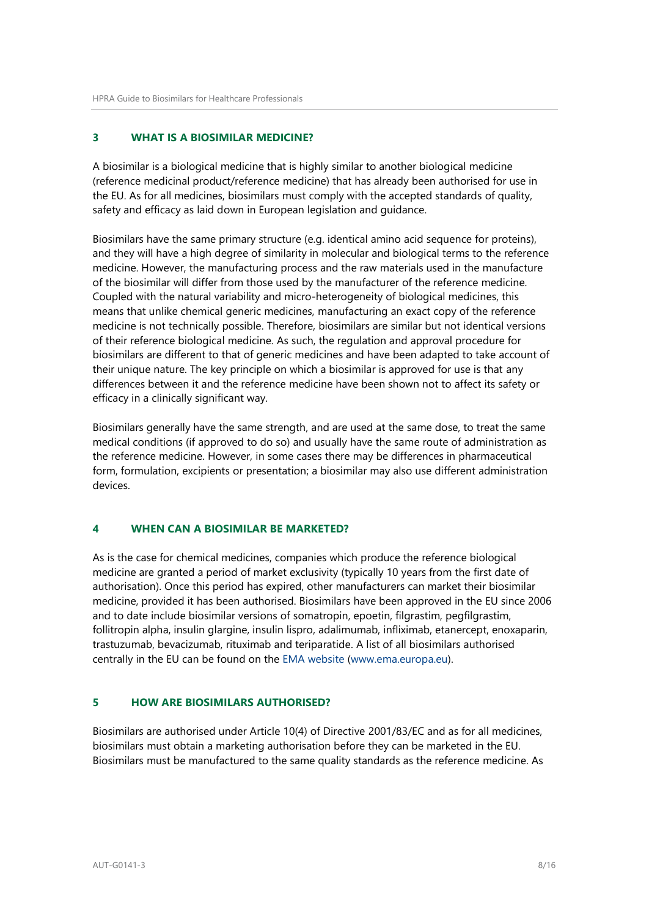## 3 WHAT IS A BIOSIMILAR MEDICINE?

A biosimilar is a biological medicine that is highly similar to another biological medicine (reference medicinal product/reference medicine) that has already been authorised for use in the EU. As for all medicines, biosimilars must comply with the accepted standards of quality, safety and efficacy as laid down in European legislation and guidance.

Biosimilars have the same primary structure (e.g. identical amino acid sequence for proteins), and they will have a high degree of similarity in molecular and biological terms to the reference medicine. However, the manufacturing process and the raw materials used in the manufacture of the biosimilar will differ from those used by the manufacturer of the reference medicine. Coupled with the natural variability and micro-heterogeneity of biological medicines, this means that unlike chemical generic medicines, manufacturing an exact copy of the reference medicine is not technically possible. Therefore, biosimilars are similar but not identical versions of their reference biological medicine. As such, the regulation and approval procedure for biosimilars are different to that of generic medicines and have been adapted to take account of their unique nature. The key principle on which a biosimilar is approved for use is that any differences between it and the reference medicine have been shown not to affect its safety or efficacy in a clinically significant way.

Biosimilars generally have the same strength, and are used at the same dose, to treat the same medical conditions (if approved to do so) and usually have the same route of administration as the reference medicine. However, in some cases there may be differences in pharmaceutical form, formulation, excipients or presentation; a biosimilar may also use different administration devices.

## 4 WHEN CAN A BIOSIMILAR BE MARKETED?

As is the case for chemical medicines, companies which produce the reference biological medicine are granted a period of market exclusivity (typically 10 years from the first date of authorisation). Once this period has expired, other manufacturers can market their biosimilar medicine, provided it has been authorised. Biosimilars have been approved in the EU since 2006 and to date include biosimilar versions of somatropin, epoetin, filgrastim, pegfilgrastim, follitropin alpha, insulin glargine, insulin lispro, adalimumab, infliximab, etanercept, enoxaparin, trastuzumab, bevacizumab, rituximab and teriparatide. A list of all biosimilars authorised centrally in the EU can be found on the EMA website (www.ema.europa.eu).

## 5 HOW ARE BIOSIMILARS AUTHORISED?

Biosimilars are authorised under Article 10(4) of Directive 2001/83/EC and as for all medicines, biosimilars must obtain a marketing authorisation before they can be marketed in the EU. Biosimilars must be manufactured to the same quality standards as the reference medicine. As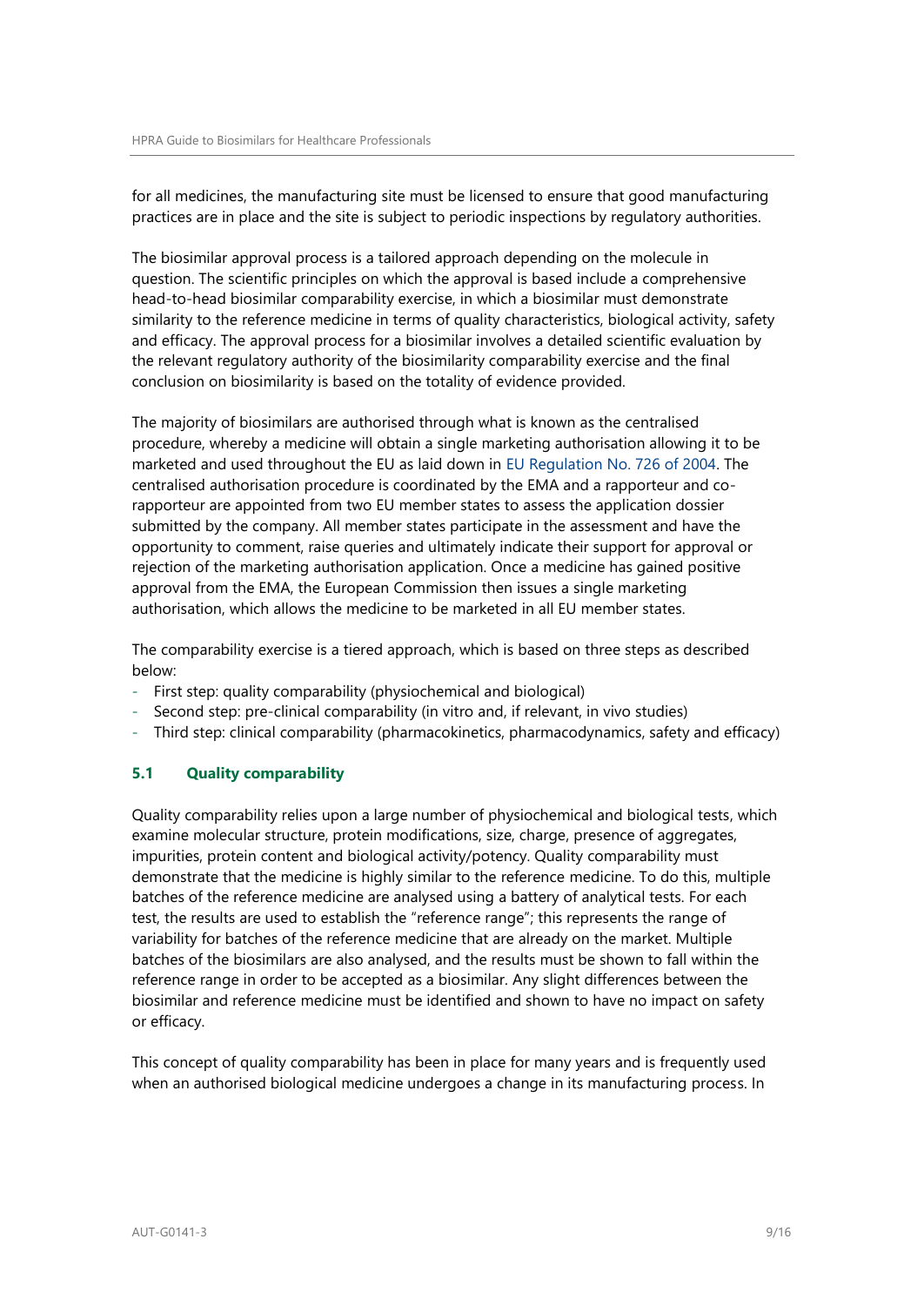for all medicines, the manufacturing site must be licensed to ensure that good manufacturing practices are in place and the site is subject to periodic inspections by regulatory authorities.

The biosimilar approval process is a tailored approach depending on the molecule in question. The scientific principles on which the approval is based include a comprehensive head-to-head biosimilar comparability exercise, in which a biosimilar must demonstrate similarity to the reference medicine in terms of quality characteristics, biological activity, safety and efficacy. The approval process for a biosimilar involves a detailed scientific evaluation by the relevant regulatory authority of the biosimilarity comparability exercise and the final conclusion on biosimilarity is based on the totality of evidence provided.

The majority of biosimilars are authorised through what is known as the centralised procedure, whereby a medicine will obtain a single marketing authorisation allowing it to be marketed and used throughout the EU as laid down in EU Regulation No. 726 of 2004. The centralised authorisation procedure is coordinated by the EMA and a rapporteur and co-rapporteur are appointed from two EU member states to assess the application dossier submitted by the company. All member states participate in the assessment and have the opportunity to comment, raise queries and ultimately indicate their support for approval or rejection of the marketing authorisation application. Once a medicine has gained positive approval from the EMA, the European Commission then issues a single marketing authorisation, which allows the medicine to be marketed in all EU member states.

The comparability exercise is a tiered approach, which is based on three steps as described below:

- First step: quality comparability (physiochemical and biological)
- Second step: pre-clinical comparability (in vitro and, if relevant, in vivo studies)
- Third step: clinical comparability (pharmacokinetics, pharmacodynamics, safety and efficacy)

### 5.1 Quality comparability

Quality comparability relies upon a large number of physiochemical and biological tests, which examine molecular structure, protein modifications, size, charge, presence of aggregates, impurities, protein content and biological activity/potency. Quality comparability must demonstrate that the medicine is highly similar to the reference medicine. To do this, multiple batches of the reference medicine are analysed using a battery of analytical tests. For each test, the results are used to establish the "reference range"; this represents the range of variability for batches of the reference medicine that are already on the market. Multiple batches of the biosimilars are also analysed, and the results must be shown to fall within the reference range in order to be accepted as a biosimilar. Any slight differences between the biosimilar and reference medicine must be identified and shown to have no impact on safety or efficacy.

This concept of quality comparability has been in place for many years and is frequently used when an authorised biological medicine undergoes a change in its manufacturing process. In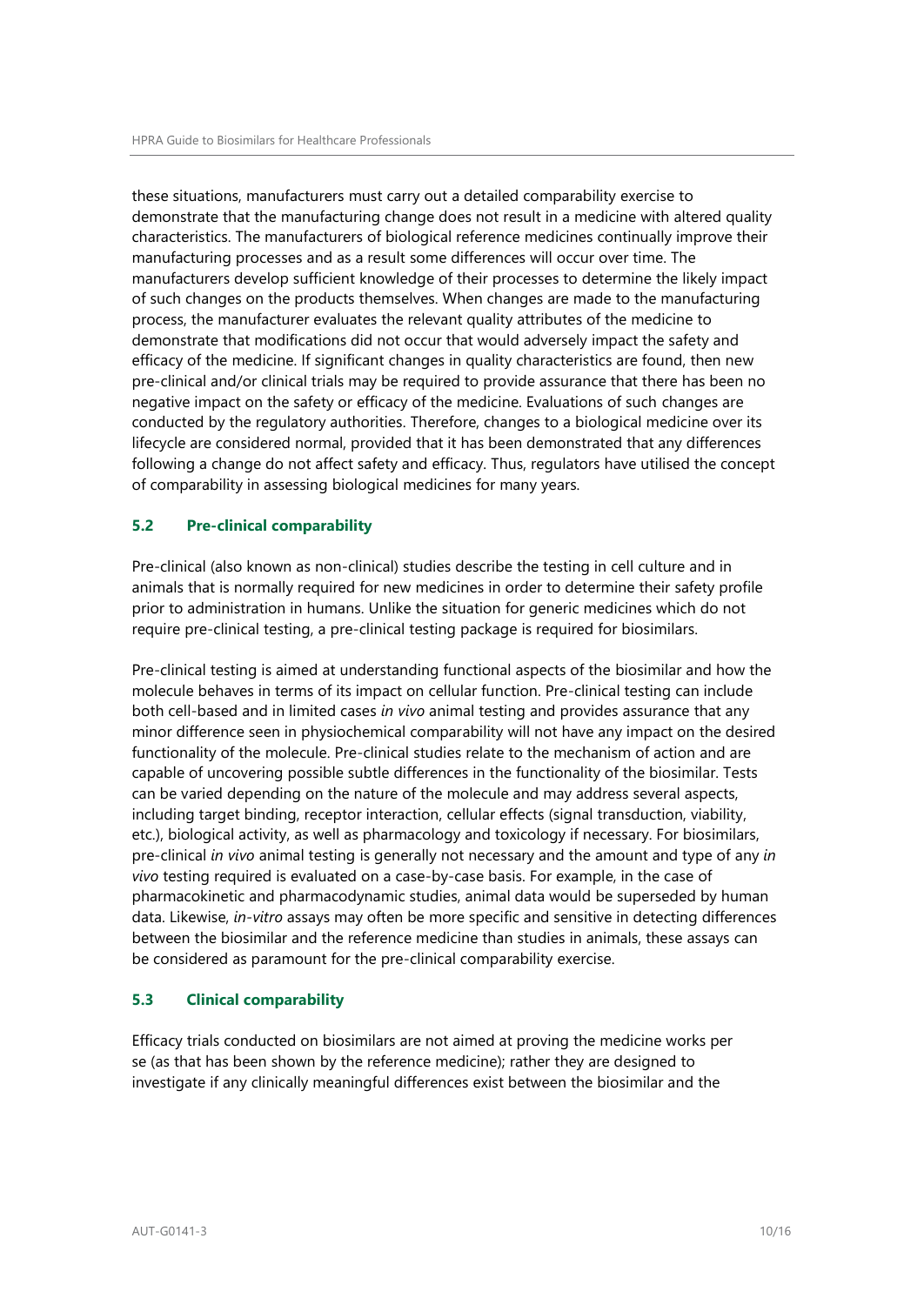these situations, manufacturers must carry out a detailed comparability exercise to demonstrate that the manufacturing change does not result in a medicine with altered quality characteristics. The manufacturers of biological reference medicines continually improve their manufacturing processes and as a result some differences will occur over time. The manufacturers develop sufficient knowledge of their processes to determine the likely impact of such changes on the products themselves. When changes are made to the manufacturing process, the manufacturer evaluates the relevant quality attributes of the medicine to demonstrate that modifications did not occur that would adversely impact the safety and efficacy of the medicine. If significant changes in quality characteristics are found, then new pre-clinical and/or clinical trials may be required to provide assurance that there has been no negative impact on the safety or efficacy of the medicine. Evaluations of such changes are conducted by the regulatory authorities. Therefore, changes to a biological medicine over its lifecycle are considered normal, provided that it has been demonstrated that any differences following a change do not affect safety and efficacy. Thus, regulators have utilised the concept of comparability in assessing biological medicines for many years.

### 5.2 Pre-clinical comparability

Pre-clinical (also known as non-clinical) studies describe the testing in cell culture and in animals that is normally required for new medicines in order to determine their safety profile prior to administration in humans. Unlike the situation for generic medicines which do not require pre-clinical testing, a pre-clinical testing package is required for biosimilars.

Pre-clinical testing is aimed at understanding functional aspects of the biosimilar and how the molecule behaves in terms of its impact on cellular function. Pre-clinical testing can include both cell-based and in limited cases *in vivo* animal testing and provides assurance that any minor difference seen in physiochemical comparability will not have any impact on the desired functionality of the molecule. Pre-clinical studies relate to the mechanism of action and are capable of uncovering possible subtle differences in the functionality of the biosimilar. Tests can be varied depending on the nature of the molecule and may address several aspects, including target binding, receptor interaction, cellular effects (signal transduction, viability, etc.), biological activity, as well as pharmacology and toxicology if necessary. For biosimilars, pre-clinical *in vivo* animal testing is generally not necessary and the amount and type of any *in vivo* testing required is evaluated on a case-by-case basis. For example, in the case of pharmacokinetic and pharmacodynamic studies, animal data would be superseded by human data. Likewise, *in-vitro* assays may often be more specific and sensitive in detecting differences between the biosimilar and the reference medicine than studies in animals, these assays can be considered as paramount for the pre-clinical comparability exercise.

### 5.3 Clinical comparability

Efficacy trials conducted on biosimilars are not aimed at proving the medicine works per se (as that has been shown by the reference medicine); rather they are designed to investigate if any clinically meaningful differences exist between the biosimilar and the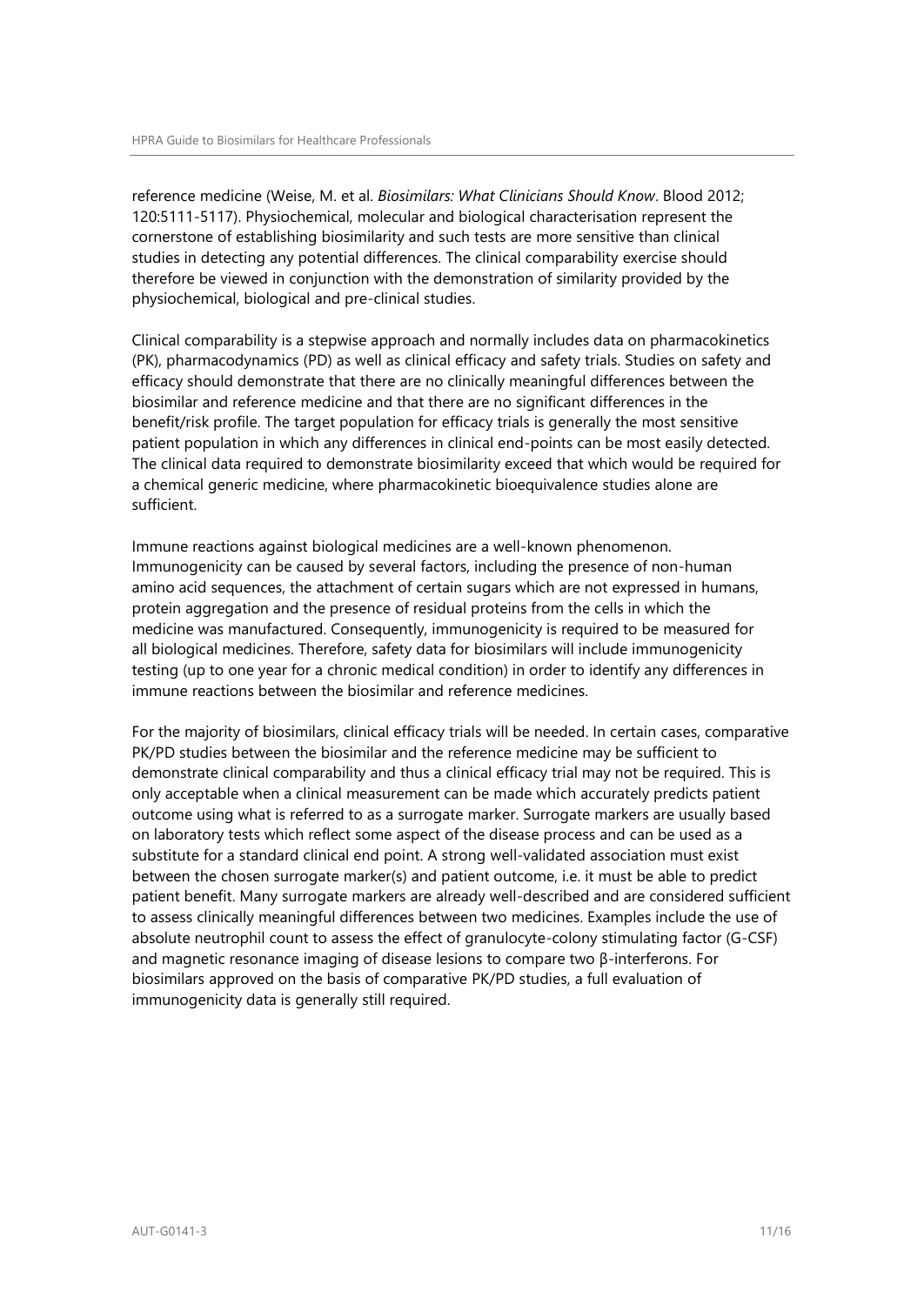reference medicine (Weise, M. et al. *Biosimilars: What Clinicians Should Know*. Blood 2012; 120:5111-5117). Physiochemical, molecular and biological characterisation represent the cornerstone of establishing biosimilarity and such tests are more sensitive than clinical studies in detecting any potential differences. The clinical comparability exercise should therefore be viewed in conjunction with the demonstration of similarity provided by the physiochemical, biological and pre-clinical studies.

Clinical comparability is a stepwise approach and normally includes data on pharmacokinetics (PK), pharmacodynamics (PD) as well as clinical efficacy and safety trials. Studies on safety and efficacy should demonstrate that there are no clinically meaningful differences between the biosimilar and reference medicine and that there are no significant differences in the benefit/risk profile. The target population for efficacy trials is generally the most sensitive patient population in which any differences in clinical end-points can be most easily detected. The clinical data required to demonstrate biosimilarity exceed that which would be required for a chemical generic medicine, where pharmacokinetic bioequivalence studies alone are sufficient.

Immune reactions against biological medicines are a well-known phenomenon. Immunogenicity can be caused by several factors, including the presence of non-human amino acid sequences, the attachment of certain sugars which are not expressed in humans, protein aggregation and the presence of residual proteins from the cells in which the medicine was manufactured. Consequently, immunogenicity is required to be measured for all biological medicines. Therefore, safety data for biosimilars will include immunogenicity testing (up to one year for a chronic medical condition) in order to identify any differences in immune reactions between the biosimilar and reference medicines.

For the majority of biosimilars, clinical efficacy trials will be needed. In certain cases, comparative PK/PD studies between the biosimilar and the reference medicine may be sufficient to demonstrate clinical comparability and thus a clinical efficacy trial may not be required. This is only acceptable when a clinical measurement can be made which accurately predicts patient outcome using what is referred to as a surrogate marker. Surrogate markers are usually based on laboratory tests which reflect some aspect of the disease process and can be used as a substitute for a standard clinical end point. A strong well-validated association must exist between the chosen surrogate marker(s) and patient outcome, i.e. it must be able to predict patient benefit. Many surrogate markers are already well-described and are considered sufficient to assess clinically meaningful differences between two medicines. Examples include the use of absolute neutrophil count to assess the effect of granulocyte-colony stimulating factor (G-CSF) and magnetic resonance imaging of disease lesions to compare two β-interferons. For biosimilars approved on the basis of comparative PK/PD studies, a full evaluation of immunogenicity data is generally still required.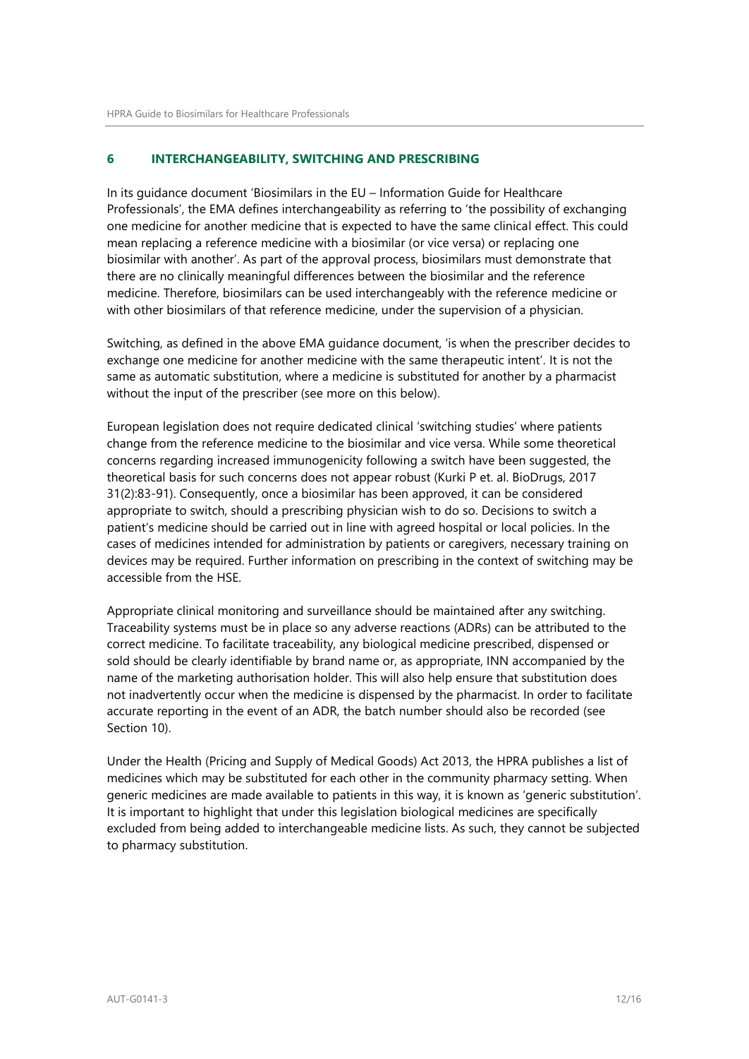## 6 INTERCHANGEABILITY, SWITCHING AND PRESCRIBING

In its guidance document 'Biosimilars in the EU – Information Guide for Healthcare Professionals', the EMA defines interchangeability as referring to 'the possibility of exchanging one medicine for another medicine that is expected to have the same clinical effect. This could mean replacing a reference medicine with a biosimilar (or vice versa) or replacing one biosimilar with another'. As part of the approval process, biosimilars must demonstrate that there are no clinically meaningful differences between the biosimilar and the reference medicine. Therefore, biosimilars can be used interchangeably with the reference medicine or with other biosimilars of that reference medicine, under the supervision of a physician.

Switching, as defined in the above EMA guidance document, 'is when the prescriber decides to exchange one medicine for another medicine with the same therapeutic intent'. It is not the same as automatic substitution, where a medicine is substituted for another by a pharmacist without the input of the prescriber (see more on this below).

European legislation does not require dedicated clinical 'switching studies' where patients change from the reference medicine to the biosimilar and vice versa. While some theoretical concerns regarding increased immunogenicity following a switch have been suggested, the theoretical basis for such concerns does not appear robust (Kurki P et. al. BioDrugs, 2017 31(2):83-91). Consequently, once a biosimilar has been approved, it can be considered appropriate to switch, should a prescribing physician wish to do so. Decisions to switch a patient's medicine should be carried out in line with agreed hospital or local policies. In the cases of medicines intended for administration by patients or caregivers, necessary training on devices may be required. Further information on prescribing in the context of switching may be accessible from the HSE.

Appropriate clinical monitoring and surveillance should be maintained after any switching. Traceability systems must be in place so any adverse reactions (ADRs) can be attributed to the correct medicine. To facilitate traceability, any biological medicine prescribed, dispensed or sold should be clearly identifiable by brand name or, as appropriate, INN accompanied by the name of the marketing authorisation holder. This will also help ensure that substitution does not inadvertently occur when the medicine is dispensed by the pharmacist. In order to facilitate accurate reporting in the event of an ADR, the batch number should also be recorded (see Section 10).

Under the Health (Pricing and Supply of Medical Goods) Act 2013, the HPRA publishes a list of medicines which may be substituted for each other in the community pharmacy setting. When generic medicines are made available to patients in this way, it is known as 'generic substitution'. It is important to highlight that under this legislation biological medicines are specifically excluded from being added to interchangeable medicine lists. As such, they cannot be subjected to pharmacy substitution.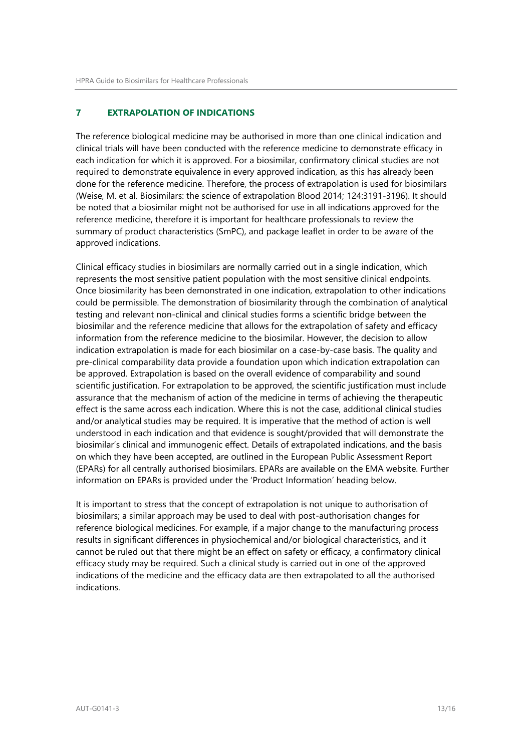## 7 EXTRAPOLATION OF INDICATIONS

The reference biological medicine may be authorised in more than one clinical indication and clinical trials will have been conducted with the reference medicine to demonstrate efficacy in each indication for which it is approved. For a biosimilar, confirmatory clinical studies are not required to demonstrate equivalence in every approved indication, as this has already been done for the reference medicine. Therefore, the process of extrapolation is used for biosimilars (Weise, M. et al. Biosimilars: the science of extrapolation Blood 2014; 124:3191-3196). It should be noted that a biosimilar might not be authorised for use in all indications approved for the reference medicine, therefore it is important for healthcare professionals to review the summary of product characteristics (SmPC), and package leaflet in order to be aware of the approved indications.

Clinical efficacy studies in biosimilars are normally carried out in a single indication, which represents the most sensitive patient population with the most sensitive clinical endpoints. Once biosimilarity has been demonstrated in one indication, extrapolation to other indications could be permissible. The demonstration of biosimilarity through the combination of analytical testing and relevant non-clinical and clinical studies forms a scientific bridge between the biosimilar and the reference medicine that allows for the extrapolation of safety and efficacy information from the reference medicine to the biosimilar. However, the decision to allow indication extrapolation is made for each biosimilar on a case-by-case basis. The quality and pre-clinical comparability data provide a foundation upon which indication extrapolation can be approved. Extrapolation is based on the overall evidence of comparability and sound scientific justification. For extrapolation to be approved, the scientific justification must include assurance that the mechanism of action of the medicine in terms of achieving the therapeutic effect is the same across each indication. Where this is not the case, additional clinical studies and/or analytical studies may be required. It is imperative that the method of action is well understood in each indication and that evidence is sought/provided that will demonstrate the biosimilar's clinical and immunogenic effect. Details of extrapolated indications, and the basis on which they have been accepted, are outlined in the European Public Assessment Report (EPARs) for all centrally authorised biosimilars. EPARs are available on the EMA website. Further information on EPARs is provided under the 'Product Information' heading below.

It is important to stress that the concept of extrapolation is not unique to authorisation of biosimilars; a similar approach may be used to deal with post-authorisation changes for reference biological medicines. For example, if a major change to the manufacturing process results in significant differences in physiochemical and/or biological characteristics, and it cannot be ruled out that there might be an effect on safety or efficacy, a confirmatory clinical efficacy study may be required. Such a clinical study is carried out in one of the approved indications of the medicine and the efficacy data are then extrapolated to all the authorised indications.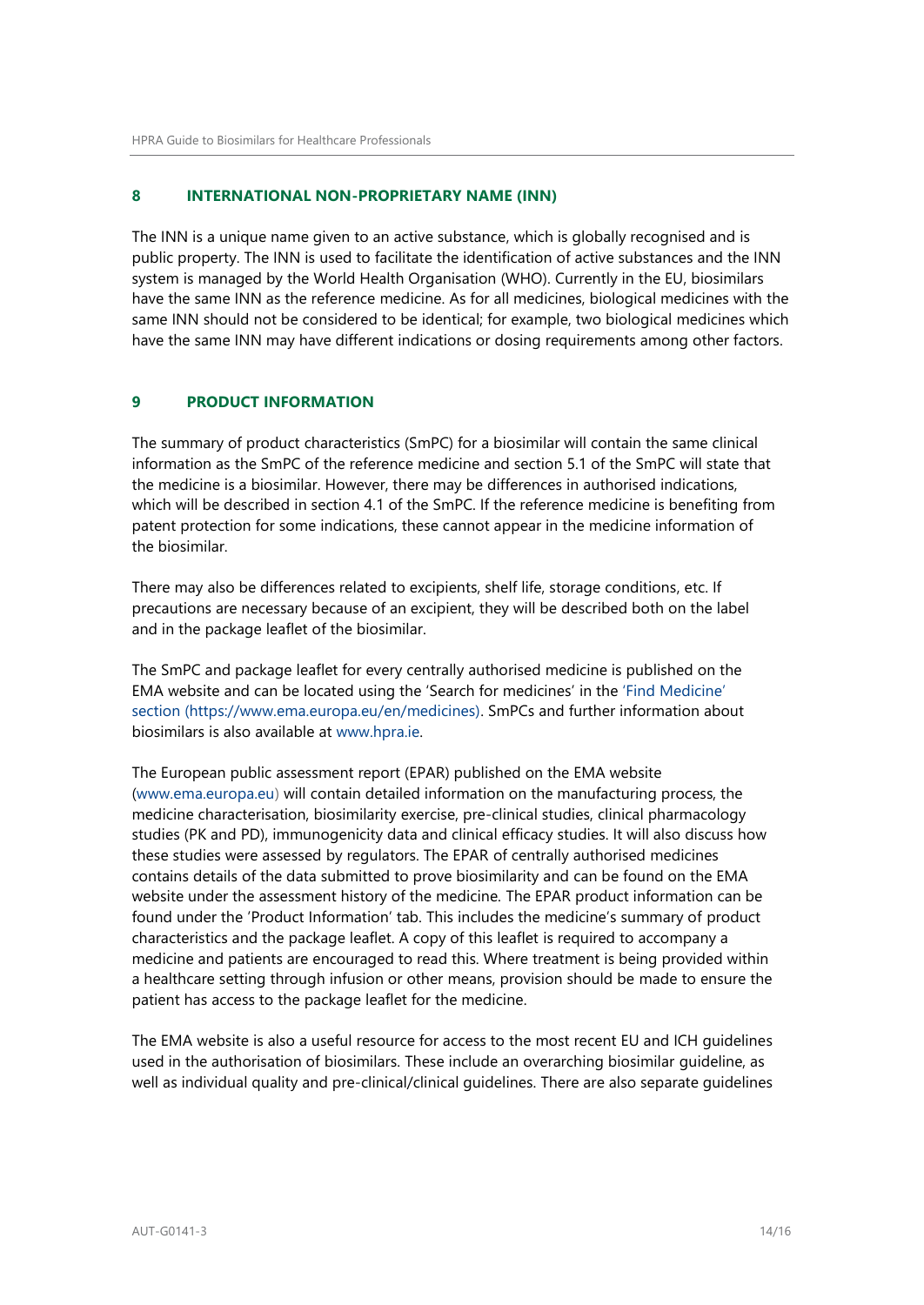## 8 INTERNATIONAL NON-PROPRIETARY NAME (INN)

The INN is a unique name given to an active substance, which is globally recognised and is public property. The INN is used to facilitate the identification of active substances and the INN system is managed by the World Health Organisation (WHO). Currently in the EU, biosimilars have the same INN as the reference medicine. As for all medicines, biological medicines with the same INN should not be considered to be identical; for example, two biological medicines which have the same INN may have different indications or dosing requirements among other factors.

## 9 PRODUCT INFORMATION

The summary of product characteristics (SmPC) for a biosimilar will contain the same clinical information as the SmPC of the reference medicine and section 5.1 of the SmPC will state that the medicine is a biosimilar. However, there may be differences in authorised indications, which will be described in section 4.1 of the SmPC. If the reference medicine is benefiting from patent protection for some indications, these cannot appear in the medicine information of the biosimilar.

There may also be differences related to excipients, shelf life, storage conditions, etc. If precautions are necessary because of an excipient, they will be described both on the label and in the package leaflet of the biosimilar.

The SmPC and package leaflet for every centrally authorised medicine is published on the EMA website and can be located using the 'Search for medicines' in the 'Find Medicine' section (https://www.ema.europa.eu/en/medicines). SmPCs and further information about biosimilars is also available at www.hpra.ie.

The European public assessment report (EPAR) published on the EMA website (www.ema.europa.eu) will contain detailed information on the manufacturing process, the medicine characterisation, biosimilarity exercise, pre-clinical studies, clinical pharmacology studies (PK and PD), immunogenicity data and clinical efficacy studies. It will also discuss how these studies were assessed by regulators. The EPAR of centrally authorised medicines contains details of the data submitted to prove biosimilarity and can be found on the EMA website under the assessment history of the medicine. The EPAR product information can be found under the 'Product Information' tab. This includes the medicine's summary of product characteristics and the package leaflet. A copy of this leaflet is required to accompany a medicine and patients are encouraged to read this. Where treatment is being provided within a healthcare setting through infusion or other means, provision should be made to ensure the patient has access to the package leaflet for the medicine.

The EMA website is also a useful resource for access to the most recent EU and ICH guidelines used in the authorisation of biosimilars. These include an overarching biosimilar guideline, as well as individual quality and pre-clinical/clinical guidelines. There are also separate guidelines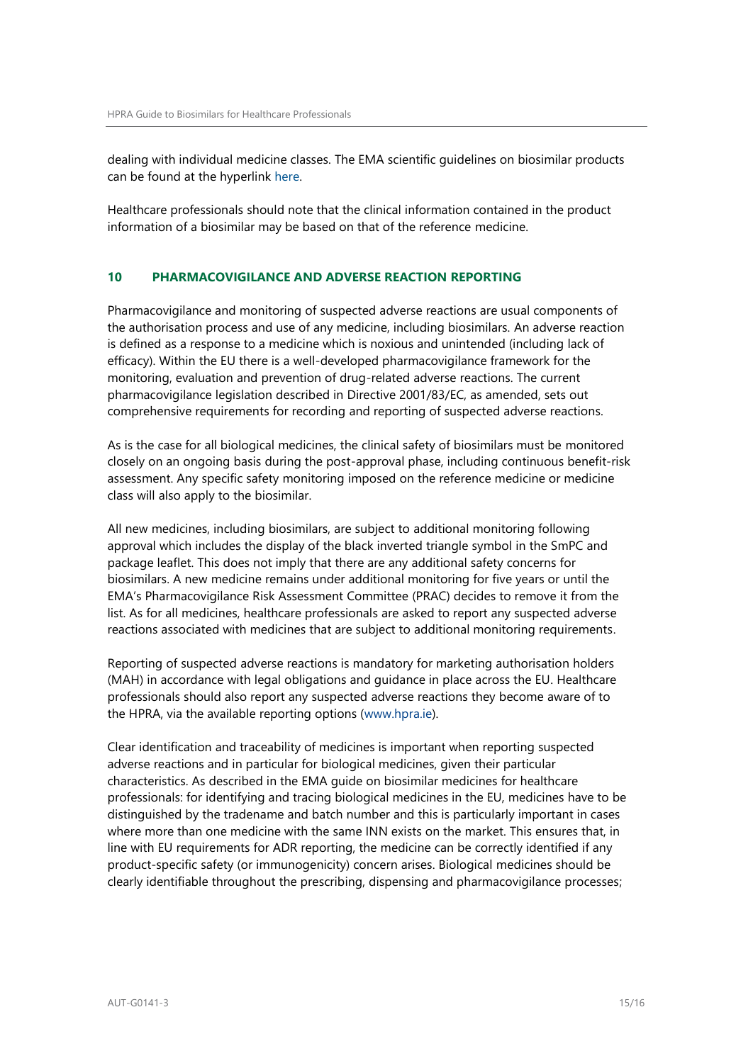dealing with individual medicine classes. The EMA scientific guidelines on biosimilar products can be found at the hyperlink here.

Healthcare professionals should note that the clinical information contained in the product information of a biosimilar may be based on that of the reference medicine.

## 10 PHARMACOVIGILANCE AND ADVERSE REACTION REPORTING

Pharmacovigilance and monitoring of suspected adverse reactions are usual components of the authorisation process and use of any medicine, including biosimilars. An adverse reaction is defined as a response to a medicine which is noxious and unintended (including lack of efficacy). Within the EU there is a well-developed pharmacovigilance framework for the monitoring, evaluation and prevention of drug-related adverse reactions. The current pharmacovigilance legislation described in Directive 2001/83/EC, as amended, sets out comprehensive requirements for recording and reporting of suspected adverse reactions.

As is the case for all biological medicines, the clinical safety of biosimilars must be monitored closely on an ongoing basis during the post-approval phase, including continuous benefit-risk assessment. Any specific safety monitoring imposed on the reference medicine or medicine class will also apply to the biosimilar.

All new medicines, including biosimilars, are subject to additional monitoring following approval which includes the display of the black inverted triangle symbol in the SmPC and package leaflet. This does not imply that there are any additional safety concerns for biosimilars. A new medicine remains under additional monitoring for five years or until the EMA's Pharmacovigilance Risk Assessment Committee (PRAC) decides to remove it from the list. As for all medicines, healthcare professionals are asked to report any suspected adverse reactions associated with medicines that are subject to additional monitoring requirements.

Reporting of suspected adverse reactions is mandatory for marketing authorisation holders (MAH) in accordance with legal obligations and guidance in place across the EU. Healthcare professionals should also report any suspected adverse reactions they become aware of to the HPRA, via the available reporting options (www.hpra.ie).

Clear identification and traceability of medicines is important when reporting suspected adverse reactions and in particular for biological medicines, given their particular characteristics. As described in the EMA guide on biosimilar medicines for healthcare professionals: for identifying and tracing biological medicines in the EU, medicines have to be distinguished by the tradename and batch number and this is particularly important in cases where more than one medicine with the same INN exists on the market. This ensures that, in line with EU requirements for ADR reporting, the medicine can be correctly identified if any product-specific safety (or immunogenicity) concern arises. Biological medicines should be clearly identifiable throughout the prescribing, dispensing and pharmacovigilance processes;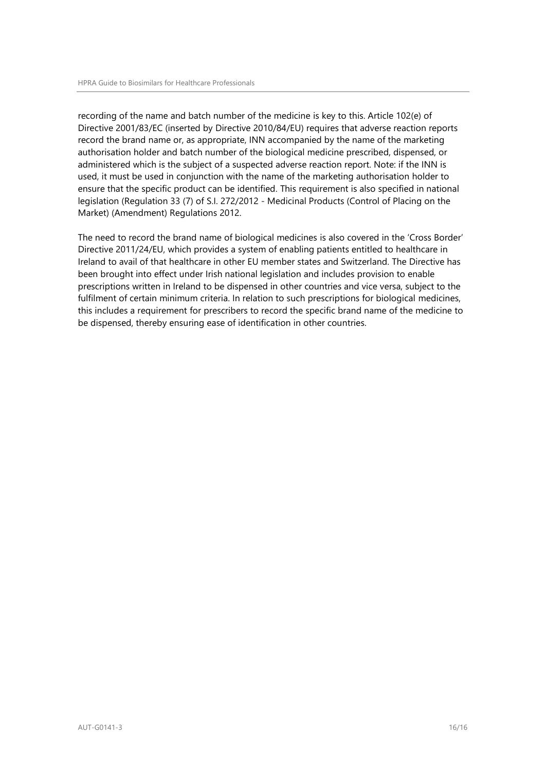recording of the name and batch number of the medicine is key to this. Article 102(e) of Directive 2001/83/EC (inserted by Directive 2010/84/EU) requires that adverse reaction reports record the brand name or, as appropriate, INN accompanied by the name of the marketing authorisation holder and batch number of the biological medicine prescribed, dispensed, or administered which is the subject of a suspected adverse reaction report. Note: if the INN is used, it must be used in conjunction with the name of the marketing authorisation holder to ensure that the specific product can be identified. This requirement is also specified in national legislation (Regulation 33 (7) of S.I. 272/2012 - Medicinal Products (Control of Placing on the Market) (Amendment) Regulations 2012.

The need to record the brand name of biological medicines is also covered in the 'Cross Border' Directive 2011/24/EU, which provides a system of enabling patients entitled to healthcare in Ireland to avail of that healthcare in other EU member states and Switzerland. The Directive has been brought into effect under Irish national legislation and includes provision to enable prescriptions written in Ireland to be dispensed in other countries and vice versa, subject to the fulfilment of certain minimum criteria. In relation to such prescriptions for biological medicines, this includes a requirement for prescribers to record the specific brand name of the medicine to be dispensed, thereby ensuring ease of identification in other countries.